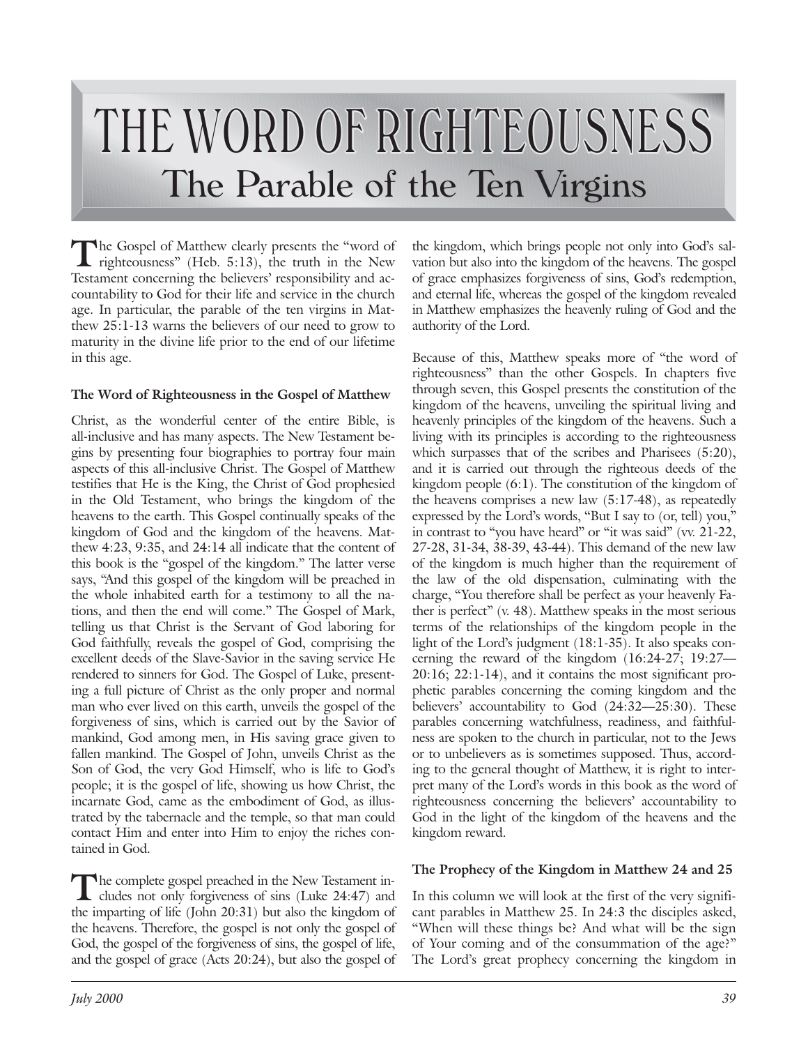# THE WORD OF RIGHTEOUSNESS

## The Parable of the Ten Virgins

The Gospel of Matthew clearly presents the "word of righteousness" (Heb. 5:13), the truth in the New Testament concerning the believers' responsibility and accountability to God for their life and service in the church age. In particular, the parable of the ten virgins in Matthew 25:1-13 warns the believers of our need to grow to maturity in the divine life prior to the end of our lifetime in this age.

### The Word of Righteousness in the Gospel of Matthew

Christ, as the wonderful center of the entire Bible, is all-inclusive and has many aspects. The New Testament begins by presenting four biographies to portray four main aspects of this all-inclusive Christ. The Gospel of Matthew testifies that He is the King, the Christ of God prophesied in the Old Testament, who brings the kingdom of the heavens to the earth. This Gospel continually speaks of the kingdom of God and the kingdom of the heavens. Matthew 4:23, 9:35, and 24:14 all indicate that the content of this book is the "gospel of the kingdom." The latter verse says, "And this gospel of the kingdom will be preached in the whole inhabited earth for a testimony to all the nations, and then the end will come." The Gospel of Mark, telling us that Christ is the Servant of God laboring for God faithfully, reveals the gospel of God, comprising the excellent deeds of the Slave-Savior in the saving service He rendered to sinners for God. The Gospel of Luke, presenting a full picture of Christ as the only proper and normal man who ever lived on this earth, unveils the gospel of the forgiveness of sins, which is carried out by the Savior of mankind, God among men, in His saving grace given to fallen mankind. The Gospel of John, unveils Christ as the Son of God, the very God Himself, who is life to God's people; it is the gospel of life, showing us how Christ, the incarnate God, came as the embodiment of God, as illustrated by the tabernacle and the temple, so that man could contact Him and enter into Him to enjoy the riches contained in God.

The complete gospel preached in the New Testament includes not only forgiveness of sins (Luke 24:47) and the imparting of life (John 20:31) but also the kingdom of the heavens. Therefore, the gospel is not only the gospel of God, the gospel of the forgiveness of sins, the gospel of life, and the gospel of grace (Acts 20:24), but also the gospel of the kingdom, which brings people not only into God's salvation but also into the kingdom of the heavens. The gospel of grace emphasizes forgiveness of sins, God's redemption, and eternal life, whereas the gospel of the kingdom revealed in Matthew emphasizes the heavenly ruling of God and the authority of the Lord.

Because of this, Matthew speaks more of "the word of righteousness" than the other Gospels. In chapters five through seven, this Gospel presents the constitution of the kingdom of the heavens, unveiling the spiritual living and heavenly principles of the kingdom of the heavens. Such a living with its principles is according to the righteousness which surpasses that of the scribes and Pharisees (5:20), and it is carried out through the righteous deeds of the kingdom people (6:1). The constitution of the kingdom of the heavens comprises a new law (5:17-48), as repeatedly expressed by the Lord's words, "But I say to (or, tell) you," in contrast to "you have heard" or "it was said" (vv. 21-22, 27-28, 31-34, 38-39, 43-44). This demand of the new law of the kingdom is much higher than the requirement of the law of the old dispensation, culminating with the charge, "You therefore shall be perfect as your heavenly Father is perfect" (v. 48). Matthew speaks in the most serious terms of the relationships of the kingdom people in the light of the Lord's judgment (18:1-35). It also speaks concerning the reward of the kingdom (16:24-27; 19:27—20:16; 22:1-14), and it contains the most significant prophetic parables concerning the coming kingdom and the believers' accountability to God (24:32—25:30). These parables concerning watchfulness, readiness, and faithfulness are spoken to the church in particular, not to the Jews or to unbelievers as is sometimes supposed. Thus, according to the general thought of Matthew, it is right to interpret many of the Lord's words in this book as the word of righteousness concerning the believers' accountability to God in the light of the kingdom of the heavens and the kingdom reward.

### The Prophecy of the Kingdom in Matthew 24 and 25

In this column we will look at the first of the very significant parables in Matthew 25. In 24:3 the disciples asked, "When will these things be? And what will be the sign of Your coming and of the consummation of the age?" The Lord's great prophecy concerning the kingdom in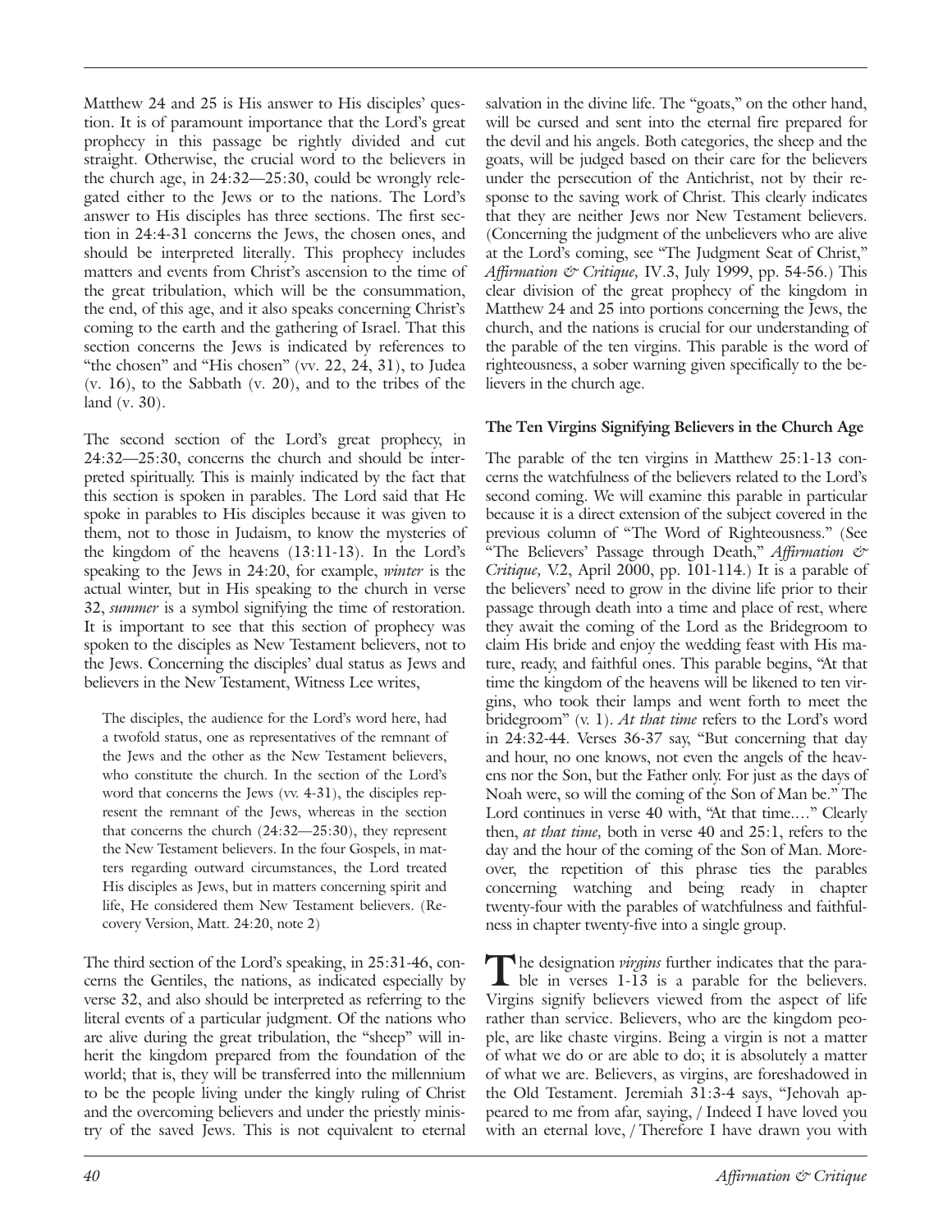Matthew 24 and 25 is His answer to His disciples' question. It is of paramount importance that the Lord's great prophecy in this passage be rightly divided and cut straight. Otherwise, the crucial word to the believers in the church age, in 24:32—25:30, could be wrongly relegated either to the Jews or to the nations. The Lord's answer to His disciples has three sections. The first section in 24:4-31 concerns the Jews, the chosen ones, and should be interpreted literally. This prophecy includes matters and events from Christ's ascension to the time of the great tribulation, which will be the consummation, the end, of this age, and it also speaks concerning Christ's coming to the earth and the gathering of Israel. That this section concerns the Jews is indicated by references to "the chosen" and "His chosen" (vv. 22, 24, 31), to Judea (v. 16), to the Sabbath (v. 20), and to the tribes of the land (v. 30).

The second section of the Lord's great prophecy, in 24:32—25:30, concerns the church and should be interpreted spiritually. This is mainly indicated by the fact that this section is spoken in parables. The Lord said that He spoke in parables to His disciples because it was given to them, not to those in Judaism, to know the mysteries of the kingdom of the heavens (13:11-13). In the Lord's speaking to the Jews in 24:20, for example, *winter* is the actual winter, but in His speaking to the church in verse 32, *summer* is a symbol signifying the time of restoration. It is important to see that this section of prophecy was spoken to the disciples as New Testament believers, not to the Jews. Concerning the disciples' dual status as Jews and believers in the New Testament, Witness Lee writes,

> The disciples, the audience for the Lord's word here, had a twofold status, one as representatives of the remnant of the Jews and the other as the New Testament believers, who constitute the church. In the section of the Lord's word that concerns the Jews (vv. 4-31), the disciples represent the remnant of the Jews, whereas in the section that concerns the church (24:32—25:30), they represent the New Testament believers. In the four Gospels, in matters regarding outward circumstances, the Lord treated His disciples as Jews, but in matters concerning spirit and life, He considered them New Testament believers. (Recovery Version, Matt. 24:20, note 2)

The third section of the Lord's speaking, in 25:31-46, concerns the Gentiles, the nations, as indicated especially by verse 32, and also should be interpreted as referring to the literal events of a particular judgment. Of the nations who are alive during the great tribulation, the "sheep" will inherit the kingdom prepared from the foundation of the world; that is, they will be transferred into the millennium to be the people living under the kingly ruling of Christ and the overcoming believers and under the priestly ministry of the saved Jews. This is not equivalent to eternal salvation in the divine life. The "goats," on the other hand, will be cursed and sent into the eternal fire prepared for the devil and his angels. Both categories, the sheep and the goats, will be judged based on their care for the believers under the persecution of the Antichrist, not by their response to the saving work of Christ. This clearly indicates that they are neither Jews nor New Testament believers. (Concerning the judgment of the unbelievers who are alive at the Lord's coming, see "The Judgment Seat of Christ," *Affirmation & Critique,* IV.3, July 1999, pp. 54-56.) This clear division of the great prophecy of the kingdom in Matthew 24 and 25 into portions concerning the Jews, the church, and the nations is crucial for our understanding of the parable of the ten virgins. This parable is the word of righteousness, a sober warning given specifically to the believers in the church age.

**The Ten Virgins Signifying Believers in the Church Age**

The parable of the ten virgins in Matthew 25:1-13 concerns the watchfulness of the believers related to the Lord's second coming. We will examine this parable in particular because it is a direct extension of the subject covered in the previous column of "The Word of Righteousness." (See "The Believers' Passage through Death," *Affirmation & Critique,* V.2, April 2000, pp. 101-114.) It is a parable of the believers' need to grow in the divine life prior to their passage through death into a time and place of rest, where they await the coming of the Lord as the Bridegroom to claim His bride and enjoy the wedding feast with His mature, ready, and faithful ones. This parable begins, "At that time the kingdom of the heavens will be likened to ten virgins, who took their lamps and went forth to meet the bridegroom" (v. 1). *At that time* refers to the Lord's word in 24:32-44. Verses 36-37 say, "But concerning that day and hour, no one knows, not even the angels of the heavens nor the Son, but the Father only. For just as the days of Noah were, so will the coming of the Son of Man be." The Lord continues in verse 40 with, "At that time...." Clearly then, *at that time,* both in verse 40 and 25:1, refers to the day and the hour of the coming of the Son of Man. Moreover, the repetition of this phrase ties the parables concerning watching and being ready in chapter twenty-four with the parables of watchfulness and faithfulness in chapter twenty-five into a single group.

The designation *virgins* further indicates that the parable in verses 1-13 is a parable for the believers. Virgins signify believers viewed from the aspect of life rather than service. Believers, who are the kingdom people, are like chaste virgins. Being a virgin is not a matter of what we do or are able to do; it is absolutely a matter of what we are. Believers, as virgins, are foreshadowed in the Old Testament. Jeremiah 31:3-4 says, "Jehovah appeared to me from afar, saying, / Indeed I have loved you with an eternal love, / Therefore I have drawn you with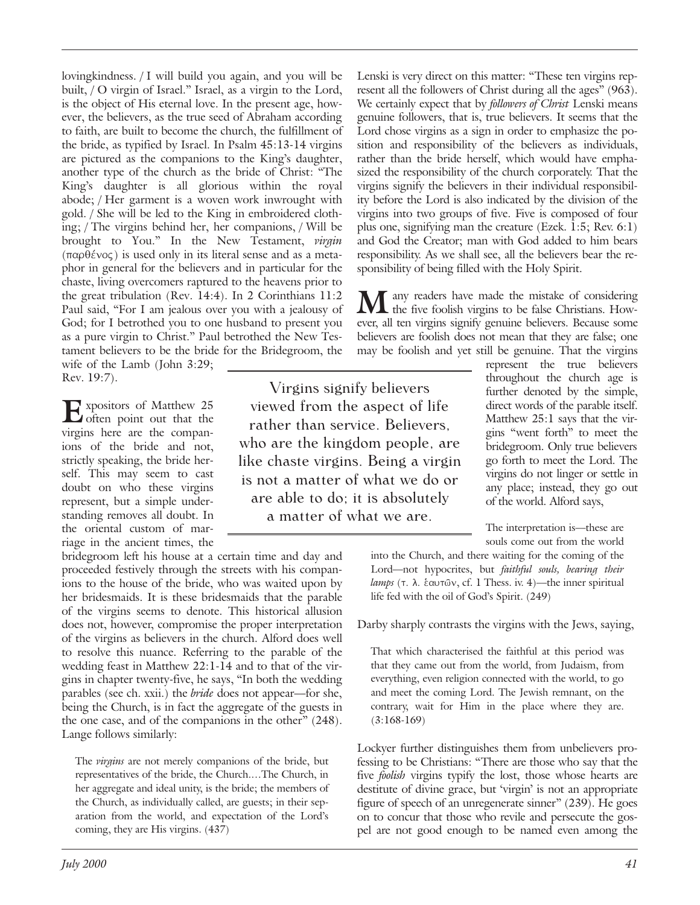lovingkindness. / I will build you again, and you will be built, / O virgin of Israel." Israel, as a virgin to the Lord, is the object of His eternal love. In the present age, however, the believers, as the true seed of Abraham according to faith, are built to become the church, the fulfillment of the bride, as typified by Israel. In Psalm 45:13-14 virgins are pictured as the companions to the King's daughter, another type of the church as the bride of Christ: "The King's daughter is all glorious within the royal abode; / Her garment is a woven work inwrought with gold. / She will be led to the King in embroidered clothing; / The virgins behind her, her companions, / Will be brought to You." In the New Testament, *virgin* (παρθένος) is used only in its literal sense and as a metaphor in general for the believers and in particular for the chaste, living overcomers raptured to the heavens prior to the great tribulation (Rev. 14:4). In 2 Corinthians 11:2 Paul said, "For I am jealous over you with a jealousy of God; for I betrothed you to one husband to present you as a pure virgin to Christ." Paul betrothed the New Testament believers to be the bride for the Bridegroom, the wife of the Lamb (John 3:29; Rev. 19:7).

Expositors of Matthew 25 often point out that the virgins here are the companions of the bride and not, strictly speaking, the bride herself. This may seem to cast doubt on who these virgins represent, but a simple understanding removes all doubt. In the oriental custom of marriage in the ancient times, the bridegroom left his house at a certain time and day and proceeded festively through the streets with his companions to the house of the bride, who was waited upon by her bridesmaids. It is these bridesmaids that the parable of the virgins seems to denote. This historical allusion does not, however, compromise the proper interpretation of the virgins as believers in the church. Alford does well to resolve this nuance. Referring to the parable of the wedding feast in Matthew 22:1-14 and to that of the virgins in chapter twenty-five, he says, "In both the wedding parables (see ch. xxii.) the *bride* does not appear—for she, being the Church, is in fact the aggregate of the guests in the one case, and of the companions in the other" (248). Lange follows similarly:

> The *virgins* are not merely companions of the bride, but representatives of the bride, the Church....The Church, in her aggregate and ideal unity, is the bride; the members of the Church, as individually called, are guests; in their separation from the world, and expectation of the Lord's coming, they are His virgins. (437)

> Virgins signify believers viewed from the aspect of life rather than service. Believers, who are the kingdom people, are like chaste virgins. Being a virgin is not a matter of what we do or are able to do; it is absolutely a matter of what we are.

Lenski is very direct on this matter: "These ten virgins represent all the followers of Christ during all the ages" (963). We certainly expect that by *followers of Christ* Lenski means genuine followers, that is, true believers. It seems that the Lord chose virgins as a sign in order to emphasize the position and responsibility of the believers as individuals, rather than the bride herself, which would have emphasized the responsibility of the church corporately. That the virgins signify the believers in their individual responsibility before the Lord is also indicated by the division of the virgins into two groups of five. Five is composed of four plus one, signifying man the creature (Ezek. 1:5; Rev. 6:1) and God the Creator; man with God added to him bears responsibility. As we shall see, all the believers bear the responsibility of being filled with the Holy Spirit.

Many readers have made the mistake of considering the five foolish virgins to be false Christians. However, all ten virgins signify genuine believers. Because some believers are foolish does not mean that they are false; one may be foolish and yet still be genuine. That the virgins represent the true believers throughout the church age is further denoted by the simple, direct words of the parable itself. Matthew 25:1 says that the virgins "went forth" to meet the bridegroom. Only true believers go forth to meet the Lord. The virgins do not linger or settle in any place; instead, they go out of the world. Alford says,

> The interpretation is—these are souls come out from the world into the Church, and there waiting for the coming of the Lord—not hypocrites, but *faithful souls, bearing their lamps* (τ. λ. ἑαυτῶν, cf. 1 Thess. iv. 4)—the inner spiritual life fed with the oil of God's Spirit. (249)

Darby sharply contrasts the virgins with the Jews, saying,

> That which characterised the faithful at this period was that they came out from the world, from Judaism, from everything, even religion connected with the world, to go and meet the coming Lord. The Jewish remnant, on the contrary, wait for Him in the place where they are. (3:168-169)

Lockyer further distinguishes them from unbelievers professing to be Christians: "There are those who say that the five *foolish* virgins typify the lost, those whose hearts are destitute of divine grace, but 'virgin' is not an appropriate figure of speech of an unregenerate sinner" (239). He goes on to concur that those who revile and persecute the gospel are not good enough to be named even among the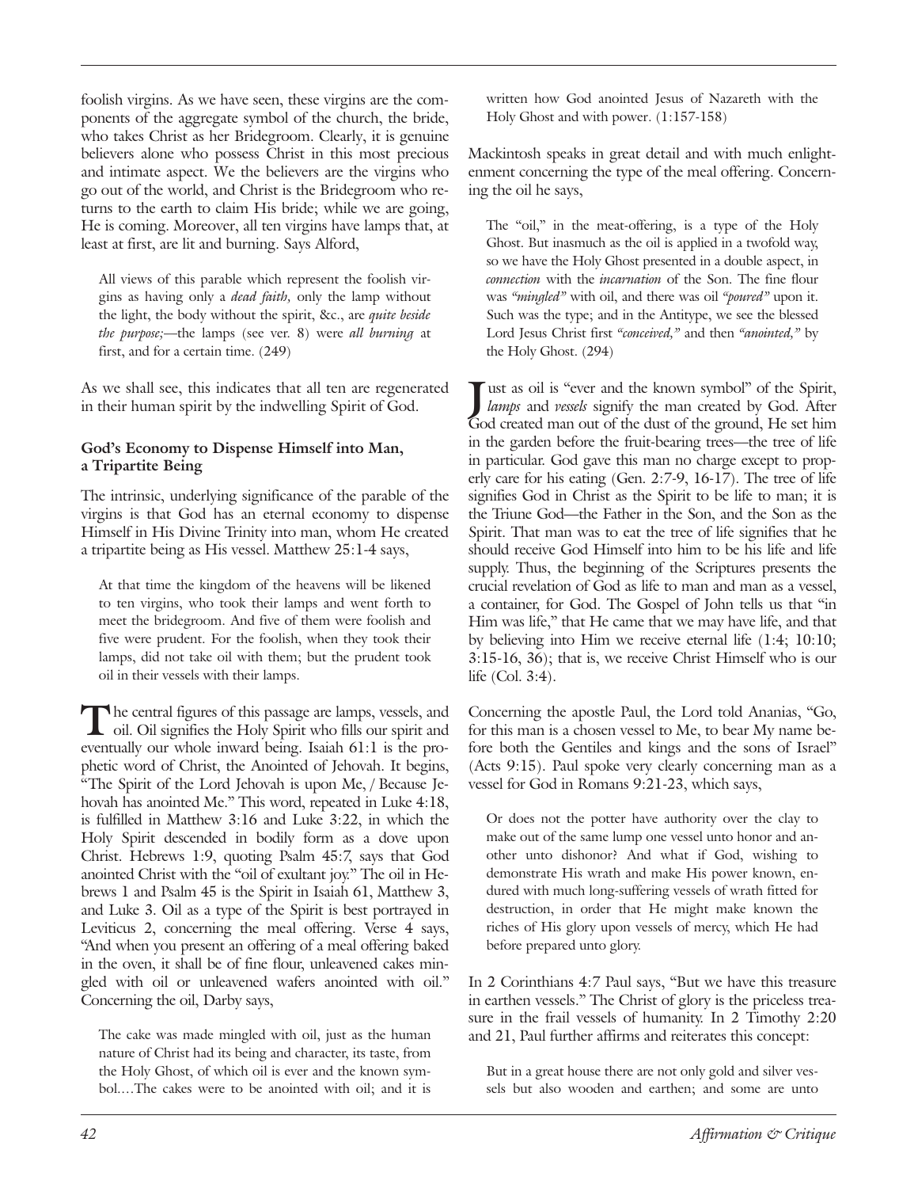foolish virgins. As we have seen, these virgins are the components of the aggregate symbol of the church, the bride, who takes Christ as her Bridegroom. Clearly, it is genuine believers alone who possess Christ in this most precious and intimate aspect. We the believers are the virgins who go out of the world, and Christ is the Bridegroom who returns to the earth to claim His bride; while we are going, He is coming. Moreover, all ten virgins have lamps that, at least at first, are lit and burning. Says Alford,

> All views of this parable which represent the foolish virgins as having only a *dead faith,* only the lamp without the light, the body without the spirit, &c., are *quite beside the purpose;*—the lamps (see ver. 8) were *all burning* at first, and for a certain time. (249)

As we shall see, this indicates that all ten are regenerated in their human spirit by the indwelling Spirit of God.

### God's Economy to Dispense Himself into Man, a Tripartite Being

The intrinsic, underlying significance of the parable of the virgins is that God has an eternal economy to dispense Himself in His Divine Trinity into man, whom He created a tripartite being as His vessel. Matthew 25:1-4 says,

> At that time the kingdom of the heavens will be likened to ten virgins, who took their lamps and went forth to meet the bridegroom. And five of them were foolish and five were prudent. For the foolish, when they took their lamps, did not take oil with them; but the prudent took oil in their vessels with their lamps.

The central figures of this passage are lamps, vessels, and oil. Oil signifies the Holy Spirit who fills our spirit and eventually our whole inward being. Isaiah 61:1 is the prophetic word of Christ, the Anointed of Jehovah. It begins, "The Spirit of the Lord Jehovah is upon Me, / Because Jehovah has anointed Me." This word, repeated in Luke 4:18, is fulfilled in Matthew 3:16 and Luke 3:22, in which the Holy Spirit descended in bodily form as a dove upon Christ. Hebrews 1:9, quoting Psalm 45:7, says that God anointed Christ with the "oil of exultant joy." The oil in Hebrews 1 and Psalm 45 is the Spirit in Isaiah 61, Matthew 3, and Luke 3. Oil as a type of the Spirit is best portrayed in Leviticus 2, concerning the meal offering. Verse 4 says, "And when you present an offering of a meal offering baked in the oven, it shall be of fine flour, unleavened cakes mingled with oil or unleavened wafers anointed with oil." Concerning the oil, Darby says,

> The cake was made mingled with oil, just as the human nature of Christ had its being and character, its taste, from the Holy Ghost, of which oil is ever and the known symbol....The cakes were to be anointed with oil; and it is written how God anointed Jesus of Nazareth with the Holy Ghost and with power. (1:157-158)

Mackintosh speaks in great detail and with much enlightenment concerning the type of the meal offering. Concerning the oil he says,

> The "oil," in the meat-offering, is a type of the Holy Ghost. But inasmuch as the oil is applied in a twofold way, so we have the Holy Ghost presented in a double aspect, in *connection* with the *incarnation* of the Son. The fine flour was *"mingled"* with oil, and there was oil *"poured"* upon it. Such was the type; and in the Antitype, we see the blessed Lord Jesus Christ first *"conceived,"* and then *"anointed,"* by the Holy Ghost. (294)

Just as oil is "ever and the known symbol" of the Spirit, *lamps* and *vessels* signify the man created by God. After God created man out of the dust of the ground, He set him in the garden before the fruit-bearing trees—the tree of life in particular. God gave this man no charge except to properly care for his eating (Gen. 2:7-9, 16-17). The tree of life signifies God in Christ as the Spirit to be life to man; it is the Triune God—the Father in the Son, and the Son as the Spirit. That man was to eat the tree of life signifies that he should receive God Himself into him to be his life and life supply. Thus, the beginning of the Scriptures presents the crucial revelation of God as life to man and man as a vessel, a container, for God. The Gospel of John tells us that "in Him was life," that He came that we may have life, and that by believing into Him we receive eternal life (1:4; 10:10; 3:15-16, 36); that is, we receive Christ Himself who is our life (Col. 3:4).

Concerning the apostle Paul, the Lord told Ananias, "Go, for this man is a chosen vessel to Me, to bear My name before both the Gentiles and kings and the sons of Israel" (Acts 9:15). Paul spoke very clearly concerning man as a vessel for God in Romans 9:21-23, which says,

> Or does not the potter have authority over the clay to make out of the same lump one vessel unto honor and another unto dishonor? And what if God, wishing to demonstrate His wrath and make His power known, endured with much long-suffering vessels of wrath fitted for destruction, in order that He might make known the riches of His glory upon vessels of mercy, which He had before prepared unto glory.

In 2 Corinthians 4:7 Paul says, "But we have this treasure in earthen vessels." The Christ of glory is the priceless treasure in the frail vessels of humanity. In 2 Timothy 2:20 and 21, Paul further affirms and reiterates this concept:

> But in a great house there are not only gold and silver vessels but also wooden and earthen; and some are unto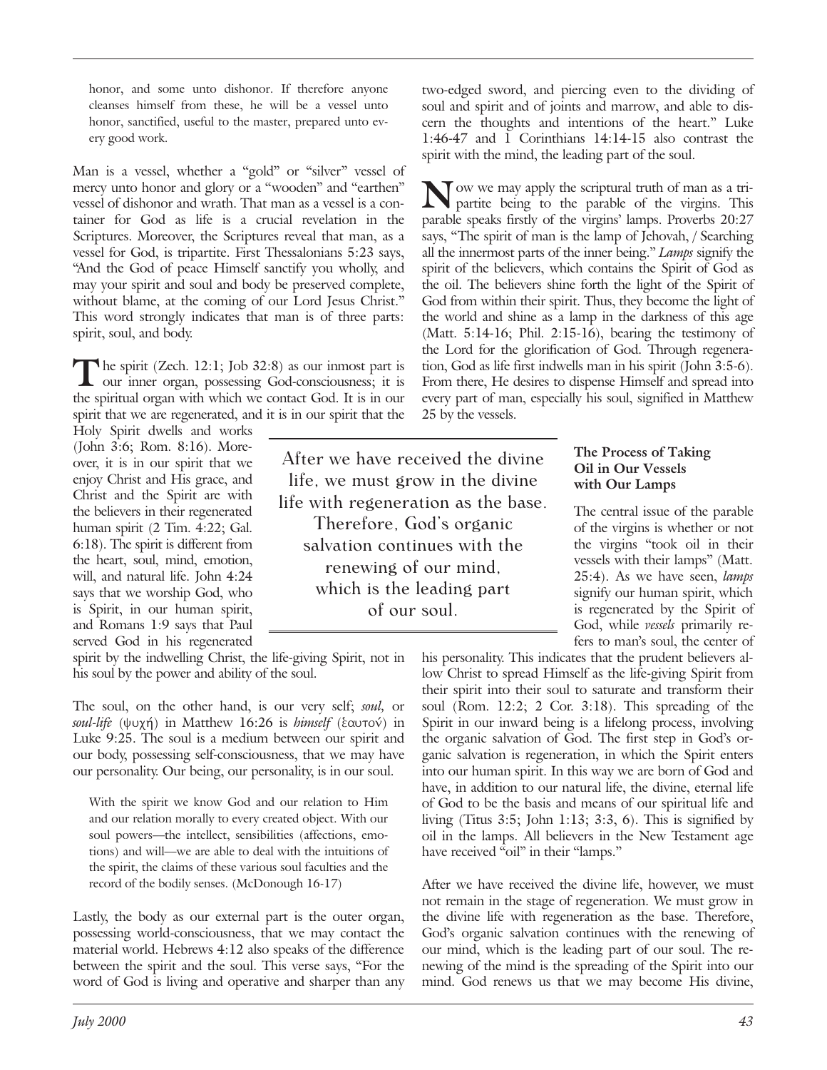> honor, and some unto dishonor. If therefore anyone cleanses himself from these, he will be a vessel unto honor, sanctified, useful to the master, prepared unto every good work.

Man is a vessel, whether a "gold" or "silver" vessel of mercy unto honor and glory or a "wooden" and "earthen" vessel of dishonor and wrath. That man as a vessel is a container for God as life is a crucial revelation in the Scriptures. Moreover, the Scriptures reveal that man, as a vessel for God, is tripartite. First Thessalonians 5:23 says, "And the God of peace Himself sanctify you wholly, and may your spirit and soul and body be preserved complete, without blame, at the coming of our Lord Jesus Christ." This word strongly indicates that man is of three parts: spirit, soul, and body.

The spirit (Zech. 12:1; Job 32:8) as our inmost part is our inner organ, possessing God-consciousness; it is the spiritual organ with which we contact God. It is in our spirit that we are regenerated, and it is in our spirit that the Holy Spirit dwells and works (John 3:6; Rom. 8:16). Moreover, it is in our spirit that we enjoy Christ and His grace, and Christ and the Spirit are with the believers in their regenerated human spirit (2 Tim. 4:22; Gal. 6:18). The spirit is different from the heart, soul, mind, emotion, will, and natural life. John 4:24 says that we worship God, who is Spirit, in our human spirit, and Romans 1:9 says that Paul served God in his regenerated spirit by the indwelling Christ, the life-giving Spirit, not in his soul by the power and ability of the soul.

The soul, on the other hand, is our very self; *soul,* or *soul-life* (ψυχή) in Matthew 16:26 is *himself* (ἑαυτόν) in Luke 9:25. The soul is a medium between our spirit and our body, possessing self-consciousness, that we may have our personality. Our being, our personality, is in our soul.

> With the spirit we know God and our relation to Him and our relation morally to every created object. With our soul powers—the intellect, sensibilities (affections, emotions) and will—we are able to deal with the intuitions of the spirit, the claims of these various soul faculties and the record of the bodily senses. (McDonough 16-17)

Lastly, the body as our external part is the outer organ, possessing world-consciousness, that we may contact the material world. Hebrews 4:12 also speaks of the difference between the spirit and the soul. This verse says, "For the word of God is living and operative and sharper than any two-edged sword, and piercing even to the dividing of soul and spirit and of joints and marrow, and able to discern the thoughts and intentions of the heart." Luke 1:46-47 and 1 Corinthians 14:14-15 also contrast the spirit with the mind, the leading part of the soul.

Now we may apply the scriptural truth of man as a tripartite being to the parable of the virgins. This parable speaks firstly of the virgins' lamps. Proverbs 20:27 says, "The spirit of man is the lamp of Jehovah, / Searching all the innermost parts of the inner being." *Lamps* signify the spirit of the believers, which contains the Spirit of God as the oil. The believers shine forth the light of the Spirit of God from within their spirit. Thus, they become the light of the world and shine as a lamp in the darkness of this age (Matt. 5:14-16; Phil. 2:15-16), bearing the testimony of the Lord for the glorification of God. Through regeneration, God as life first indwells man in his spirit (John 3:5-6). From there, He desires to dispense Himself and spread into every part of man, especially his soul, signified in Matthew 25 by the vessels.

> After we have received the divine life, we must grow in the divine life with regeneration as the base. Therefore, God's organic salvation continues with the renewing of our mind, which is the leading part of our soul.

### The Process of Taking Oil in Our Vessels with Our Lamps

The central issue of the parable of the virgins is whether or not the virgins "took oil in their vessels with their lamps" (Matt. 25:4). As we have seen, *lamps* signify our human spirit, which is regenerated by the Spirit of God, while *vessels* primarily refers to man's soul, the center of his personality. This indicates that the prudent believers allow Christ to spread Himself as the life-giving Spirit from their spirit into their soul to saturate and transform their soul (Rom. 12:2; 2 Cor. 3:18). This spreading of the Spirit in our inward being is a lifelong process, involving the organic salvation of God. The first step in God's organic salvation is regeneration, in which the Spirit enters into our human spirit. In this way we are born of God and have, in addition to our natural life, the divine, eternal life of God to be the basis and means of our spiritual life and living (Titus 3:5; John 1:13; 3:3, 6). This is signified by oil in the lamps. All believers in the New Testament age have received "oil" in their "lamps."

After we have received the divine life, however, we must not remain in the stage of regeneration. We must grow in the divine life with regeneration as the base. Therefore, God's organic salvation continues with the renewing of our mind, which is the leading part of our soul. The renewing of the mind is the spreading of the Spirit into our mind. God renews us that we may become His divine,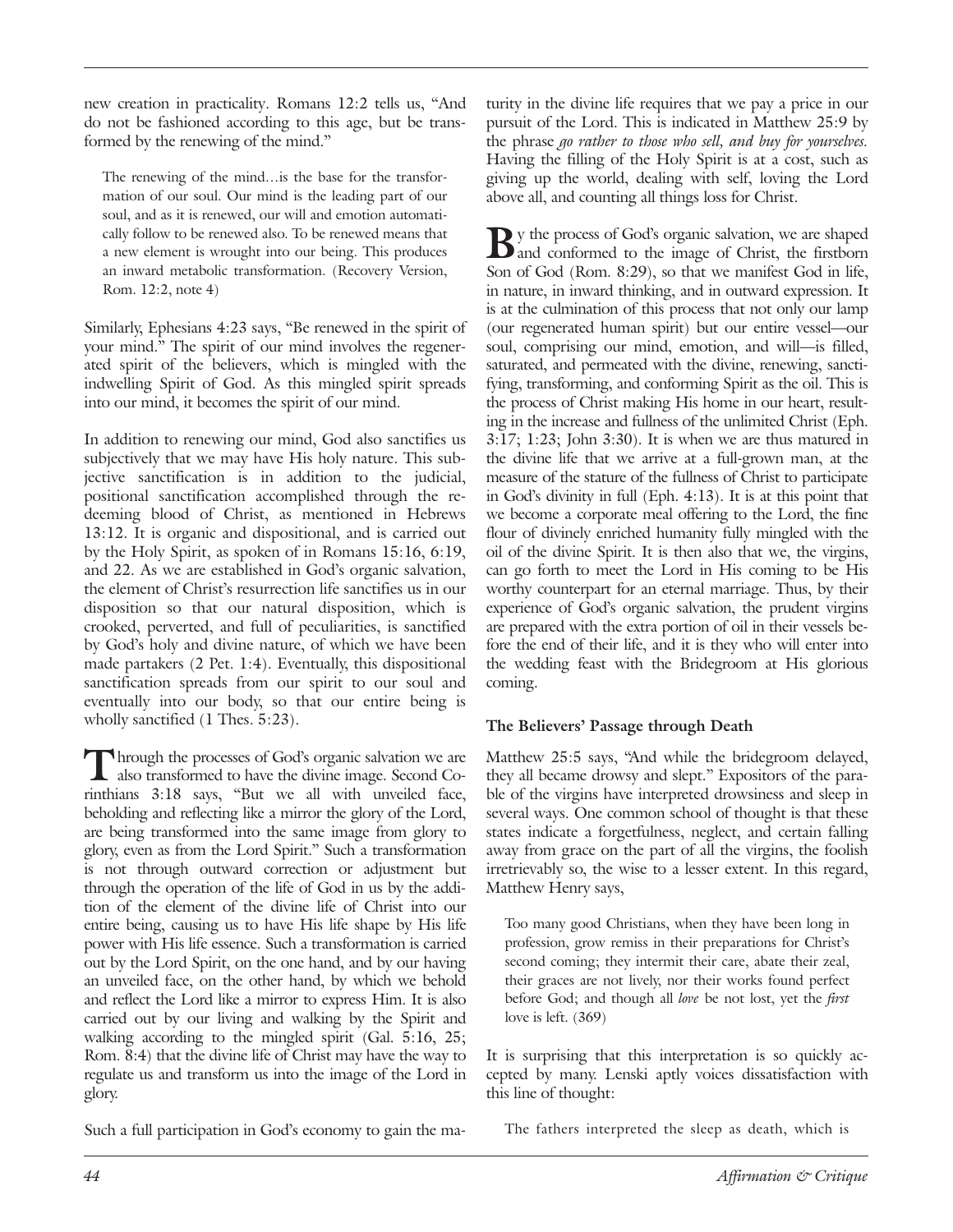new creation in practicality. Romans 12:2 tells us, "And do not be fashioned according to this age, but be transformed by the renewing of the mind."

> The renewing of the mind…is the base for the transformation of our soul. Our mind is the leading part of our soul, and as it is renewed, our will and emotion automatically follow to be renewed also. To be renewed means that a new element is wrought into our being. This produces an inward metabolic transformation. (Recovery Version, Rom. 12:2, note 4)

Similarly, Ephesians 4:23 says, "Be renewed in the spirit of your mind." The spirit of our mind involves the regenerated spirit of the believers, which is mingled with the indwelling Spirit of God. As this mingled spirit spreads into our mind, it becomes the spirit of our mind.

In addition to renewing our mind, God also sanctifies us subjectively that we may have His holy nature. This subjective sanctification is in addition to the judicial, positional sanctification accomplished through the redeeming blood of Christ, as mentioned in Hebrews 13:12. It is organic and dispositional, and is carried out by the Holy Spirit, as spoken of in Romans 15:16, 6:19, and 22. As we are established in God's organic salvation, the element of Christ's resurrection life sanctifies us in our disposition so that our natural disposition, which is crooked, perverted, and full of peculiarities, is sanctified by God's holy and divine nature, of which we have been made partakers (2 Pet. 1:4). Eventually, this dispositional sanctification spreads from our spirit to our soul and eventually into our body, so that our entire being is wholly sanctified (1 Thes. 5:23).

Through the processes of God's organic salvation we are also transformed to have the divine image. Second Corinthians 3:18 says, "But we all with unveiled face, beholding and reflecting like a mirror the glory of the Lord, are being transformed into the same image from glory to glory, even as from the Lord Spirit." Such a transformation is not through outward correction or adjustment but through the operation of the life of God in us by the addition of the element of the divine life of Christ into our entire being, causing us to have His life shape by His life power with His life essence. Such a transformation is carried out by the Lord Spirit, on the one hand, and by our having an unveiled face, on the other hand, by which we behold and reflect the Lord like a mirror to express Him. It is also carried out by our living and walking by the Spirit and walking according to the mingled spirit (Gal. 5:16, 25; Rom. 8:4) that the divine life of Christ may have the way to regulate us and transform us into the image of the Lord in glory.

Such a full participation in God's economy to gain the maturity in the divine life requires that we pay a price in our pursuit of the Lord. This is indicated in Matthew 25:9 by the phrase *go rather to those who sell, and buy for yourselves.* Having the filling of the Holy Spirit is at a cost, such as giving up the world, dealing with self, loving the Lord above all, and counting all things loss for Christ.

By the process of God's organic salvation, we are shaped and conformed to the image of Christ, the firstborn Son of God (Rom. 8:29), so that we manifest God in life, in nature, in inward thinking, and in outward expression. It is at the culmination of this process that not only our lamp (our regenerated human spirit) but our entire vessel—our soul, comprising our mind, emotion, and will—is filled, saturated, and permeated with the divine, renewing, sanctifying, transforming, and conforming Spirit as the oil. This is the process of Christ making His home in our heart, resulting in the increase and fullness of the unlimited Christ (Eph. 3:17; 1:23; John 3:30). It is when we are thus matured in the divine life that we arrive at a full-grown man, at the measure of the stature of the fullness of Christ to participate in God's divinity in full (Eph. 4:13). It is at this point that we become a corporate meal offering to the Lord, the fine flour of divinely enriched humanity fully mingled with the oil of the divine Spirit. It is then also that we, the virgins, can go forth to meet the Lord in His coming to be His worthy counterpart for an eternal marriage. Thus, by their experience of God's organic salvation, the prudent virgins are prepared with the extra portion of oil in their vessels before the end of their life, and it is they who will enter into the wedding feast with the Bridegroom at His glorious coming.

### The Believers' Passage through Death

Matthew 25:5 says, "And while the bridegroom delayed, they all became drowsy and slept." Expositors of the parable of the virgins have interpreted drowsiness and sleep in several ways. One common school of thought is that these states indicate a forgetfulness, neglect, and certain falling away from grace on the part of all the virgins, the foolish irretrievably so, the wise to a lesser extent. In this regard, Matthew Henry says,

> Too many good Christians, when they have been long in profession, grow remiss in their preparations for Christ's second coming; they intermit their care, abate their zeal, their graces are not lively, nor their works found perfect before God; and though all *love* be not lost, yet the *first* love is left. (369)

It is surprising that this interpretation is so quickly accepted by many. Lenski aptly voices dissatisfaction with this line of thought:

> The fathers interpreted the sleep as death, which is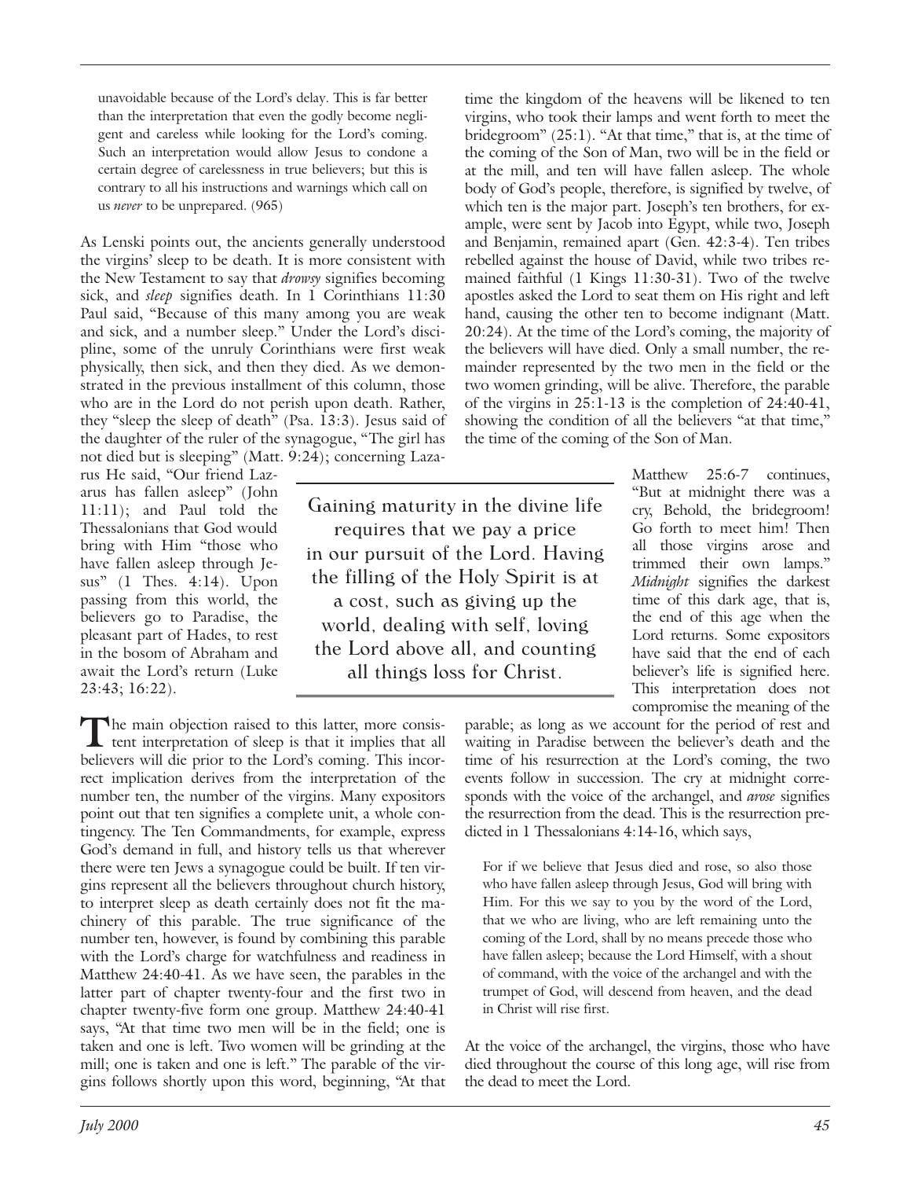> unavoidable because of the Lord's delay. This is far better than the interpretation that even the godly become negligent and careless while looking for the Lord's coming. Such an interpretation would allow Jesus to condone a certain degree of carelessness in true believers; but this is contrary to all his instructions and warnings which call on us *never* to be unprepared. (965)

As Lenski points out, the ancients generally understood the virgins' sleep to be death. It is more consistent with the New Testament to say that *drowsy* signifies becoming sick, and *sleep* signifies death. In 1 Corinthians 11:30 Paul said, "Because of this many among you are weak and sick, and a number sleep." Under the Lord's discipline, some of the unruly Corinthians were first weak physically, then sick, and then they died. As we demonstrated in the previous installment of this column, those who are in the Lord do not perish upon death. Rather, they "sleep the sleep of death" (Psa. 13:3). Jesus said of the daughter of the ruler of the synagogue, "The girl has not died but is sleeping" (Matt. 9:24); concerning Lazarus He said, "Our friend Lazarus has fallen asleep" (John 11:11); and Paul told the Thessalonians that God would bring with Him "those who have fallen asleep through Jesus" (1 Thes. 4:14). Upon passing from this world, the believers go to Paradise, the pleasant part of Hades, to rest in the bosom of Abraham and await the Lord's return (Luke 23:43; 16:22).

> Gaining maturity in the divine life requires that we pay a price in our pursuit of the Lord. Having the filling of the Holy Spirit is at a cost, such as giving up the world, dealing with self, loving the Lord above all, and counting all things loss for Christ.

The main objection raised to this latter, more consistent interpretation of sleep is that it implies that all believers will die prior to the Lord's coming. This incorrect implication derives from the interpretation of the number ten, the number of the virgins. Many expositors point out that ten signifies a complete unit, a whole contingency. The Ten Commandments, for example, express God's demand in full, and history tells us that wherever there were ten Jews a synagogue could be built. If ten virgins represent all the believers throughout church history, to interpret sleep as death certainly does not fit the machinery of this parable. The true significance of the number ten, however, is found by combining this parable with the Lord's charge for watchfulness and readiness in Matthew 24:40-41. As we have seen, the parables in the latter part of chapter twenty-four and the first two in chapter twenty-five form one group. Matthew 24:40-41 says, "At that time two men will be in the field; one is taken and one is left. Two women will be grinding at the mill; one is taken and one is left." The parable of the virgins follows shortly upon this word, beginning, "At that time the kingdom of the heavens will be likened to ten virgins, who took their lamps and went forth to meet the bridegroom" (25:1). "At that time," that is, at the time of the coming of the Son of Man, two will be in the field or at the mill, and ten will have fallen asleep. The whole body of God's people, therefore, is signified by twelve, of which ten is the major part. Joseph's ten brothers, for example, were sent by Jacob into Egypt, while two, Joseph and Benjamin, remained apart (Gen. 42:3-4). Ten tribes rebelled against the house of David, while two tribes remained faithful (1 Kings 11:30-31). Two of the twelve apostles asked the Lord to seat them on His right and left hand, causing the other ten to become indignant (Matt. 20:24). At the time of the Lord's coming, the majority of the believers will have died. Only a small number, the remainder represented by the two men in the field or the two women grinding, will be alive. Therefore, the parable of the virgins in 25:1-13 is the completion of 24:40-41, showing the condition of all the believers "at that time," the time of the coming of the Son of Man.

Matthew 25:6-7 continues, "But at midnight there was a cry, Behold, the bridegroom! Go forth to meet him! Then all those virgins arose and trimmed their own lamps." *Midnight* signifies the darkest time of this dark age, that is, the end of this age when the Lord returns. Some expositors have said that the end of each believer's life is signified here. This interpretation does not compromise the meaning of the parable; as long as we account for the period of rest and waiting in Paradise between the believer's death and the time of his resurrection at the Lord's coming, the two events follow in succession. The cry at midnight corresponds with the voice of the archangel, and *arose* signifies the resurrection from the dead. This is the resurrection predicted in 1 Thessalonians 4:14-16, which says,

> For if we believe that Jesus died and rose, so also those who have fallen asleep through Jesus, God will bring with Him. For this we say to you by the word of the Lord, that we who are living, who are left remaining unto the coming of the Lord, shall by no means precede those who have fallen asleep; because the Lord Himself, with a shout of command, with the voice of the archangel and with the trumpet of God, will descend from heaven, and the dead in Christ will rise first.

At the voice of the archangel, the virgins, those who have died throughout the course of this long age, will rise from the dead to meet the Lord.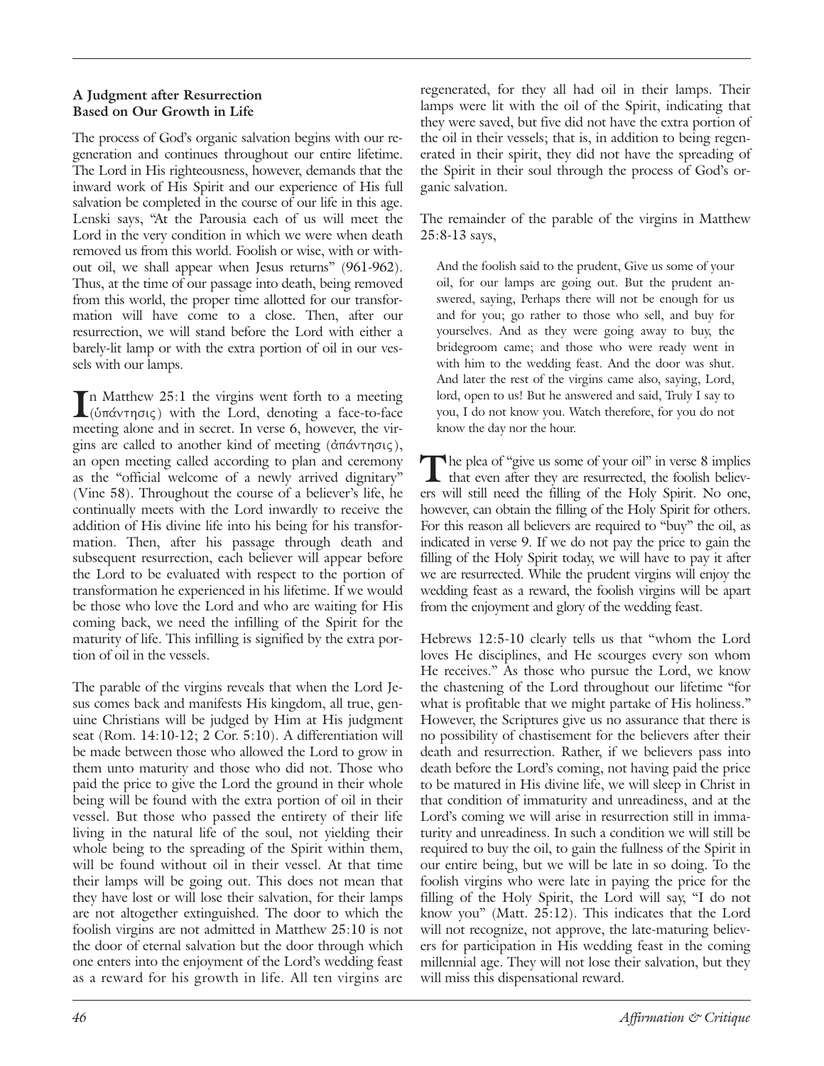### A Judgment after Resurrection Based on Our Growth in Life

The process of God's organic salvation begins with our regeneration and continues throughout our entire lifetime. The Lord in His righteousness, however, demands that the inward work of His Spirit and our experience of His full salvation be completed in the course of our life in this age. Lenski says, "At the Parousia each of us will meet the Lord in the very condition in which we were when death removed us from this world. Foolish or wise, with or without oil, we shall appear when Jesus returns" (961-962). Thus, at the time of our passage into death, being removed from this world, the proper time allotted for our transformation will have come to a close. Then, after our resurrection, we will stand before the Lord with either a barely-lit lamp or with the extra portion of oil in our vessels with our lamps.

In Matthew 25:1 the virgins went forth to a meeting (ὑπάντησις) with the Lord, denoting a face-to-face meeting alone and in secret. In verse 6, however, the virgins are called to another kind of meeting (ἀπάντησις), an open meeting called according to plan and ceremony as the "official welcome of a newly arrived dignitary" (Vine 58). Throughout the course of a believer's life, he continually meets with the Lord inwardly to receive the addition of His divine life into his being for his transformation. Then, after his passage through death and subsequent resurrection, each believer will appear before the Lord to be evaluated with respect to the portion of transformation he experienced in his lifetime. If we would be those who love the Lord and who are waiting for His coming back, we need the infilling of the Spirit for the maturity of life. This infilling is signified by the extra portion of oil in the vessels.

The parable of the virgins reveals that when the Lord Jesus comes back and manifests His kingdom, all true, genuine Christians will be judged by Him at His judgment seat (Rom. 14:10-12; 2 Cor. 5:10). A differentiation will be made between those who allowed the Lord to grow in them unto maturity and those who did not. Those who paid the price to give the Lord the ground in their whole being will be found with the extra portion of oil in their vessel. But those who passed the entirety of their life living in the natural life of the soul, not yielding their whole being to the spreading of the Spirit within them, will be found without oil in their vessel. At that time their lamps will be going out. This does not mean that they have lost or will lose their salvation, for their lamps are not altogether extinguished. The door to which the foolish virgins are not admitted in Matthew 25:10 is not the door of eternal salvation but the door through which one enters into the enjoyment of the Lord's wedding feast as a reward for his growth in life. All ten virgins are regenerated, for they all had oil in their lamps. Their lamps were lit with the oil of the Spirit, indicating that they were saved, but five did not have the extra portion of the oil in their vessels; that is, in addition to being regenerated in their spirit, they did not have the spreading of the Spirit in their soul through the process of God's organic salvation.

The remainder of the parable of the virgins in Matthew 25:8-13 says,

> And the foolish said to the prudent, Give us some of your oil, for our lamps are going out. But the prudent answered, saying, Perhaps there will not be enough for us and for you; go rather to those who sell, and buy for yourselves. And as they were going away to buy, the bridegroom came; and those who were ready went in with him to the wedding feast. And the door was shut. And later the rest of the virgins came also, saying, Lord, lord, open to us! But he answered and said, Truly I say to you, I do not know you. Watch therefore, for you do not know the day nor the hour.

The plea of "give us some of your oil" in verse 8 implies that even after they are resurrected, the foolish believers will still need the filling of the Holy Spirit. No one, however, can obtain the filling of the Holy Spirit for others. For this reason all believers are required to "buy" the oil, as indicated in verse 9. If we do not pay the price to gain the filling of the Holy Spirit today, we will have to pay it after we are resurrected. While the prudent virgins will enjoy the wedding feast as a reward, the foolish virgins will be apart from the enjoyment and glory of the wedding feast.

Hebrews 12:5-10 clearly tells us that "whom the Lord loves He disciplines, and He scourges every son whom He receives." As those who pursue the Lord, we know the chastening of the Lord throughout our lifetime "for what is profitable that we might partake of His holiness." However, the Scriptures give us no assurance that there is no possibility of chastisement for the believers after their death and resurrection. Rather, if we believers pass into death before the Lord's coming, not having paid the price to be matured in His divine life, we will sleep in Christ in that condition of immaturity and unreadiness, and at the Lord's coming we will arise in resurrection still in immaturity and unreadiness. In such a condition we will still be required to buy the oil, to gain the fullness of the Spirit in our entire being, but we will be late in so doing. To the foolish virgins who were late in paying the price for the filling of the Holy Spirit, the Lord will say, "I do not know you" (Matt. 25:12). This indicates that the Lord will not recognize, not approve, the late-maturing believers for participation in His wedding feast in the coming millennial age. They will not lose their salvation, but they will miss this dispensational reward.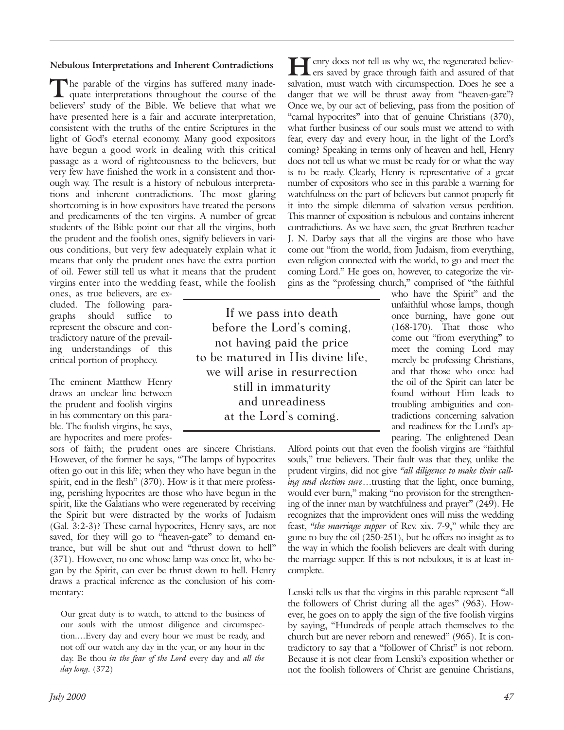### Nebulous Interpretations and Inherent Contradictions

The parable of the virgins has suffered many inadequate interpretations throughout the course of the believers' study of the Bible. We believe that what we have presented here is a fair and accurate interpretation, consistent with the truths of the entire Scriptures in the light of God's eternal economy. Many good expositors have begun a good work in dealing with this critical passage as a word of righteousness to the believers, but very few have finished the work in a consistent and thorough way. The result is a history of nebulous interpretations and inherent contradictions. The most glaring shortcoming is in how expositors have treated the persons and predicaments of the ten virgins. A number of great students of the Bible point out that all the virgins, both the prudent and the foolish ones, signify believers in various conditions, but very few adequately explain what it means that only the prudent ones have the extra portion of oil. Fewer still tell us what it means that the prudent virgins enter into the wedding feast, while the foolish ones, as true believers, are excluded. The following paragraphs should suffice to represent the obscure and contradictory nature of the prevailing understandings of this critical portion of prophecy.

The eminent Matthew Henry draws an unclear line between the prudent and foolish virgins in his commentary on this parable. The foolish virgins, he says, are hypocrites and mere professors of faith; the prudent ones are sincere Christians. However, of the former he says, "The lamps of hypocrites often go out in this life; when they who have begun in the spirit, end in the flesh" (370). How is it that mere professing, perishing hypocrites are those who have begun in the spirit, like the Galatians who were regenerated by receiving the Spirit but were distracted by the works of Judaism (Gal. 3:2-3)? These carnal hypocrites, Henry says, are not saved, for they will go to "heaven-gate" to demand entrance, but will be shut out and "thrust down to hell" (371). However, no one whose lamp was once lit, who began by the Spirit, can ever be thrust down to hell. Henry draws a practical inference as the conclusion of his commentary:

> Our great duty is to watch, to attend to the business of our souls with the utmost diligence and circumspection....Every day and every hour we must be ready, and not off our watch any day in the year, or any hour in the day. Be thou *in the fear of the Lord* every day and *all the day long*. (372)

Henry does not tell us why we, the regenerated believers saved by grace through faith and assured of that salvation, must watch with circumspection. Does he see a danger that we will be thrust away from "heaven-gate"? Once we, by our act of believing, pass from the position of "carnal hypocrites" into that of genuine Christians (370), what further business of our souls must we attend to with fear, every day and every hour, in the light of the Lord's coming? Speaking in terms only of heaven and hell, Henry does not tell us what we must be ready for or what the way is to be ready. Clearly, Henry is representative of a great number of expositors who see in this parable a warning for watchfulness on the part of believers but cannot properly fit it into the simple dilemma of salvation versus perdition. This manner of exposition is nebulous and contains inherent contradictions. As we have seen, the great Brethren teacher J. N. Darby says that all the virgins are those who have come out "from the world, from Judaism, from everything, even religion connected with the world, to go and meet the coming Lord." He goes on, however, to categorize the virgins as the "professing church," comprised of "the faithful who have the Spirit" and the unfaithful whose lamps, though once burning, have gone out (168-170). That those who come out "from everything" to meet the coming Lord may merely be professing Christians, and that those who once had the oil of the Spirit can later be found without Him leads to troubling ambiguities and contradictions concerning salvation and readiness for the Lord's appearing. The enlightened Dean Alford points out that even the foolish virgins are "faithful souls," true believers. Their fault was that they, unlike the prudent virgins, did not give *"all diligence to make their calling and election sure*...trusting that the light, once burning, would ever burn," making "no provision for the strengthening of the inner man by watchfulness and prayer" (249). He recognizes that the improvident ones will miss the wedding feast, *"the marriage supper* of Rev. xix. 7-9," while they are gone to buy the oil (250-251), but he offers no insight as to the way in which the foolish believers are dealt with during the marriage supper. If this is not nebulous, it is at least incomplete.

> If we pass into death before the Lord's coming, not having paid the price to be matured in His divine life, we will arise in resurrection still in immaturity and unreadiness at the Lord's coming.

Lenski tells us that the virgins in this parable represent "all the followers of Christ during all the ages" (963). However, he goes on to apply the sign of the five foolish virgins by saying, "Hundreds of people attach themselves to the church but are never reborn and renewed" (965). It is contradictory to say that a "follower of Christ" is not reborn. Because it is not clear from Lenski's exposition whether or not the foolish followers of Christ are genuine Christians,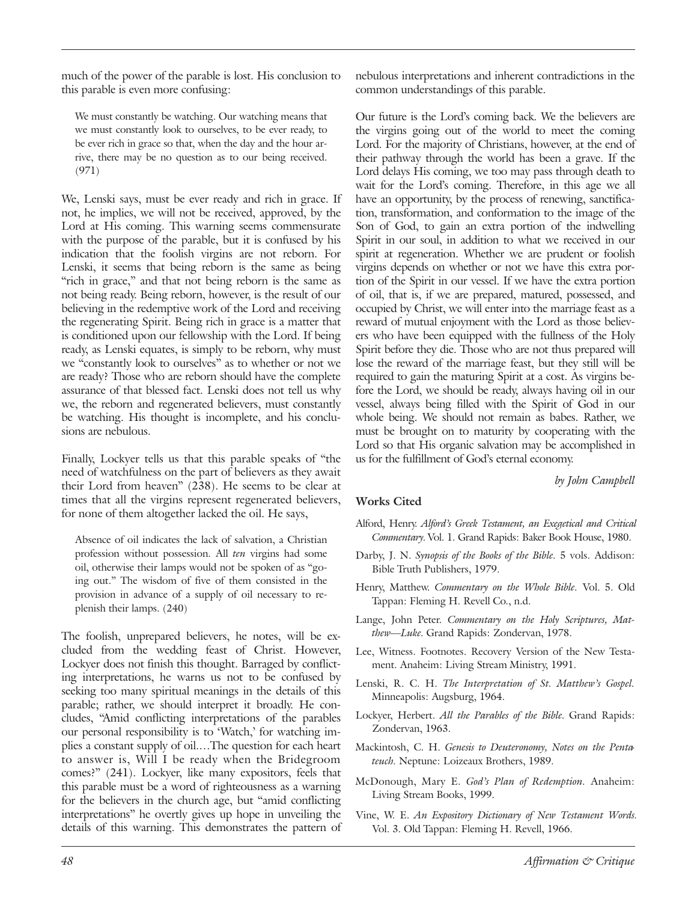much of the power of the parable is lost. His conclusion to this parable is even more confusing:

> We must constantly be watching. Our watching means that we must constantly look to ourselves, to be ever ready, to be ever rich in grace so that, when the day and the hour arrive, there may be no question as to our being received. (971)

We, Lenski says, must be ever ready and rich in grace. If not, he implies, we will not be received, approved, by the Lord at His coming. This warning seems commensurate with the purpose of the parable, but it is confused by his indication that the foolish virgins are not reborn. For Lenski, it seems that being reborn is the same as being "rich in grace," and that not being reborn is the same as not being ready. Being reborn, however, is the result of our believing in the redemptive work of the Lord and receiving the regenerating Spirit. Being rich in grace is a matter that is conditioned upon our fellowship with the Lord. If being ready, as Lenski equates, is simply to be reborn, why must we "constantly look to ourselves" as to whether or not we are ready? Those who are reborn should have the complete assurance of that blessed fact. Lenski does not tell us why we, the reborn and regenerated believers, must constantly be watching. His thought is incomplete, and his conclusions are nebulous.

Finally, Lockyer tells us that this parable speaks of "the need of watchfulness on the part of believers as they await their Lord from heaven" (238). He seems to be clear at times that all the virgins represent regenerated believers, for none of them altogether lacked the oil. He says,

> Absence of oil indicates the lack of salvation, a Christian profession without possession. All *ten* virgins had some oil, otherwise their lamps would not be spoken of as "going out." The wisdom of five of them consisted in the provision in advance of a supply of oil necessary to replenish their lamps. (240)

The foolish, unprepared believers, he notes, will be excluded from the wedding feast of Christ. However, Lockyer does not finish this thought. Barraged by conflicting interpretations, he warns us not to be confused by seeking too many spiritual meanings in the details of this parable; rather, we should interpret it broadly. He concludes, "Amid conflicting interpretations of the parables our personal responsibility is to 'Watch,' for watching implies a constant supply of oil.…The question for each heart to answer is, Will I be ready when the Bridegroom comes?" (241). Lockyer, like many expositors, feels that this parable must be a word of righteousness as a warning for the believers in the church age, but "amid conflicting interpretations" he overtly gives up hope in unveiling the details of this warning. This demonstrates the pattern of nebulous interpretations and inherent contradictions in the common understandings of this parable.

Our future is the Lord's coming back. We the believers are the virgins going out of the world to meet the coming Lord. For the majority of Christians, however, at the end of their pathway through the world has been a grave. If the Lord delays His coming, we too may pass through death to wait for the Lord's coming. Therefore, in this age we all have an opportunity, by the process of renewing, sanctification, transformation, and conformation to the image of the Son of God, to gain an extra portion of the indwelling Spirit in our soul, in addition to what we received in our spirit at regeneration. Whether we are prudent or foolish virgins depends on whether or not we have this extra portion of the Spirit in our vessel. If we have the extra portion of oil, that is, if we are prepared, matured, possessed, and occupied by Christ, we will enter into the marriage feast as a reward of mutual enjoyment with the Lord as those believers who have been equipped with the fullness of the Holy Spirit before they die. Those who are not thus prepared will lose the reward of the marriage feast, but they still will be required to gain the maturing Spirit at a cost. As virgins before the Lord, we should be ready, always having oil in our vessel, always being filled with the Spirit of God in our whole being. We should not remain as babes. Rather, we must be brought on to maturity by cooperating with the Lord so that His organic salvation may be accomplished in us for the fulfillment of God's eternal economy.

*by John Campbell*

### Works Cited

Alford, Henry. *Alford's Greek Testament, an Exegetical and Critical Commentary*. Vol. 1. Grand Rapids: Baker Book House, 1980.

Darby, J. N. *Synopsis of the Books of the Bible*. 5 vols. Addison: Bible Truth Publishers, 1979.

Henry, Matthew. *Commentary on the Whole Bible*. Vol. 5. Old Tappan: Fleming H. Revell Co., n.d.

Lange, John Peter. *Commentary on the Holy Scriptures, Matthew—Luke*. Grand Rapids: Zondervan, 1978.

Lee, Witness. Footnotes. Recovery Version of the New Testament. Anaheim: Living Stream Ministry, 1991.

Lenski, R. C. H. *The Interpretation of St. Matthew's Gospel*. Minneapolis: Augsburg, 1964.

Lockyer, Herbert. *All the Parables of the Bible*. Grand Rapids: Zondervan, 1963.

Mackintosh, C. H. *Genesis to Deuteronomy, Notes on the Pentateuch*. Neptune: Loizeaux Brothers, 1989.

McDonough, Mary E. *God's Plan of Redemption*. Anaheim: Living Stream Books, 1999.

Vine, W. E. *An Expository Dictionary of New Testament Words*. Vol. 3. Old Tappan: Fleming H. Revell, 1966.